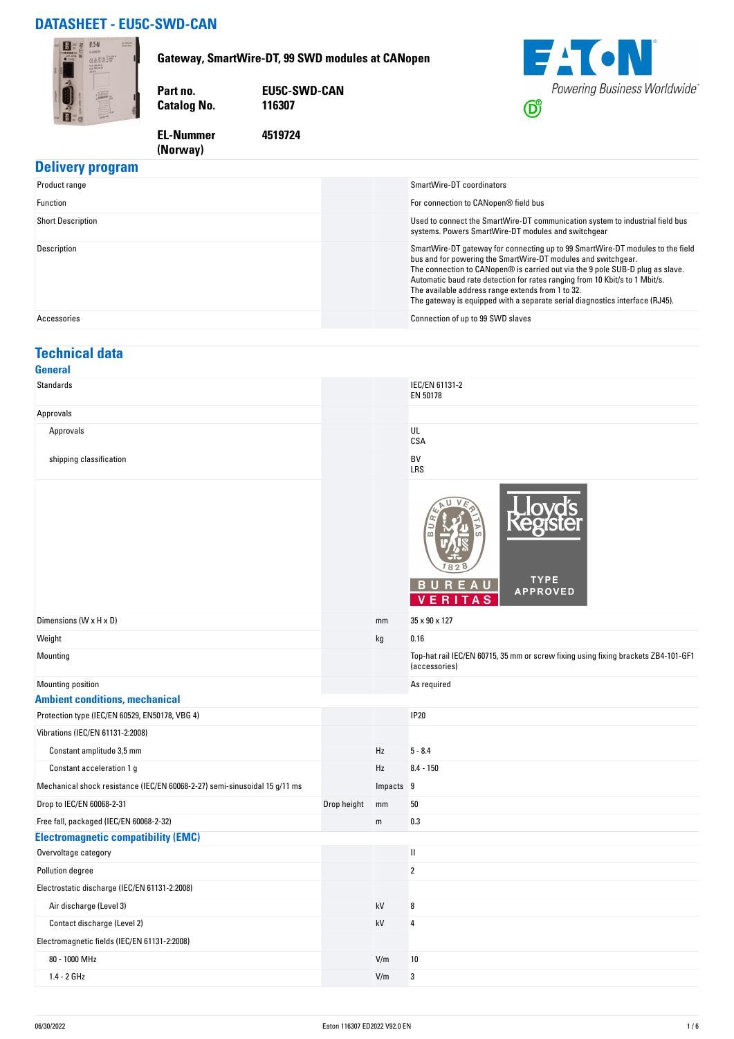# DATASHEET - EU5C-SWD-CAN

**Gateway, SmartWire-DT, 99 SWD modules at CANopen**

| | |
|---|---|
| **Part no.** | **EU5C-SWD-CAN** |
| **Catalog No.** | **116307** |
| **EL-Nummer (Norway)** | **4519724** |

## Delivery program

| | | | |
|---|---|---|---|
| Product range | | | SmartWire-DT coordinators |
| Function | | | For connection to CANopen® field bus |
| Short Description | | | Used to connect the SmartWire-DT communication system to industrial field bus systems. Powers SmartWire-DT modules and switchgear |
| Description | | | SmartWire-DT gateway for connecting up to 99 SmartWire-DT modules to the field bus and for powering the SmartWire-DT modules and switchgear.<br>The connection to CANopen® is carried out via the 9 pole SUB-D plug as slave.<br>Automatic baud rate detection for rates ranging from 10 Kbit/s to 1 Mbit/s.<br>The available address range extends from 1 to 32.<br>The gateway is equipped with a separate serial diagnostics interface (RJ45). |
| Accessories | | | Connection of up to 99 SWD slaves |

## Technical data

### General

| | | | |
|---|---|---|---|
| Standards | | | IEC/EN 61131-2<br>EN 50178 |
| Approvals | | | |
| Approvals | | | UL<br>CSA |
| shipping classification | | | BV<br>LRS |
| Dimensions (W x H x D) | | mm | 35 x 90 x 127 |
| Weight | | kg | 0.16 |
| Mounting | | | Top-hat rail IEC/EN 60715, 35 mm or screw fixing using fixing brackets ZB4-101-GF1 (accessories) |
| Mounting position | | | As required |

### Ambient conditions, mechanical

| | | | |
|---|---|---|---|
| Protection type (IEC/EN 60529, EN50178, VBG 4) | | | IP20 |
| Vibrations (IEC/EN 61131-2:2008) | | | |
| Constant amplitude 3,5 mm | | Hz | 5 - 8.4 |
| Constant acceleration 1 g | | Hz | 8.4 - 150 |
| Mechanical shock resistance (IEC/EN 60068-2-27) semi-sinusoidal 15 g/11 ms | | Impacts | 9 |
| Drop to IEC/EN 60068-2-31 | Drop height | mm | 50 |
| Free fall, packaged (IEC/EN 60068-2-32) | | m | 0.3 |

### Electromagnetic compatibility (EMC)

| | | | |
|---|---|---|---|
| Overvoltage category | | | II |
| Pollution degree | | | 2 |
| Electrostatic discharge (IEC/EN 61131-2:2008) | | | |
| Air discharge (Level 3) | | kV | 8 |
| Contact discharge (Level 2) | | kV | 4 |
| Electromagnetic fields (IEC/EN 61131-2:2008) | | | |
| 80 - 1000 MHz | | V/m | 10 |
| 1.4 - 2 GHz | | V/m | 3 |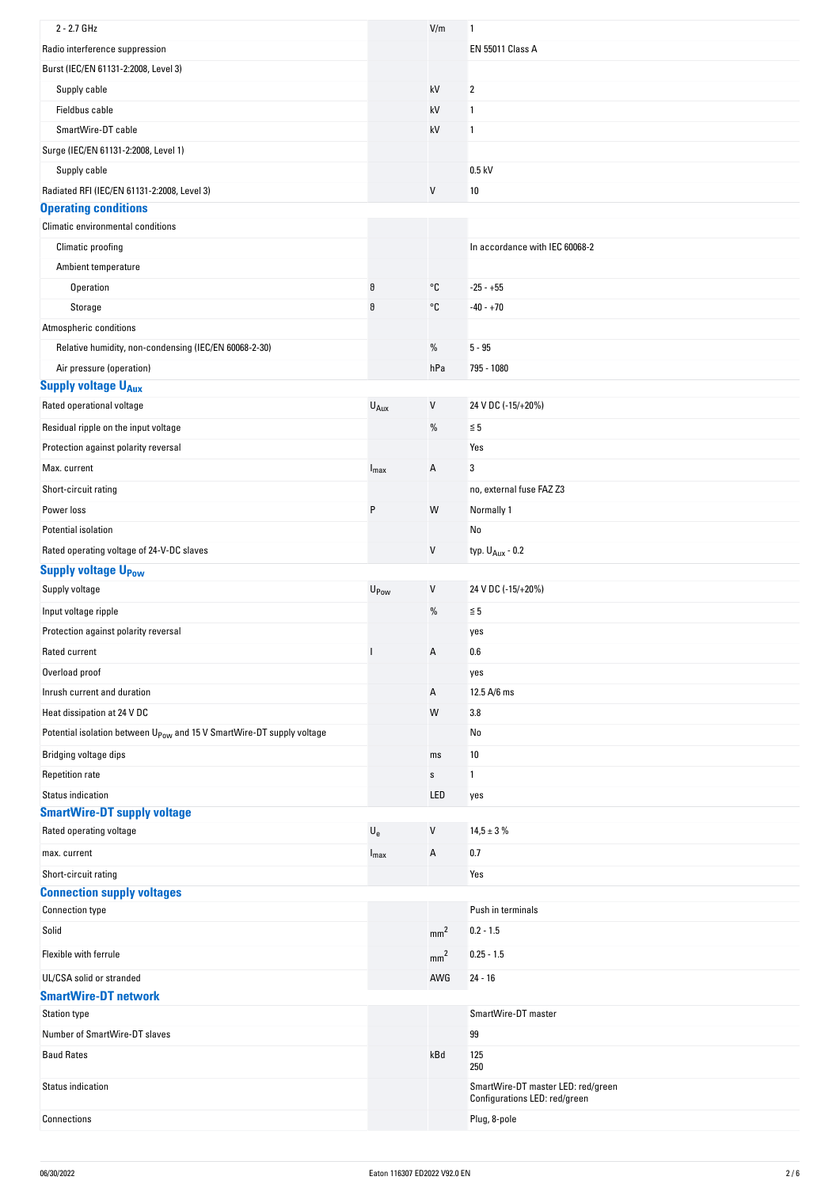| | | | |
|---|---|---|---|
| 2 - 2.7 GHz | | V/m | 1 |
| Radio interference suppression | | | EN 55011 Class A |
| Burst (IEC/EN 61131-2:2008, Level 3) | | | |
| Supply cable | | kV | 2 |
| Fieldbus cable | | kV | 1 |
| SmartWire-DT cable | | kV | 1 |
| Surge (IEC/EN 61131-2:2008, Level 1) | | | |
| Supply cable | | | 0.5 kV |
| Radiated RFI (IEC/EN 61131-2:2008, Level 3) | | V | 10 |

## Operating conditions

| | | | |
|---|---|---|---|
| Climatic environmental conditions | | | |
| Climatic proofing | | | In accordance with IEC 60068-2 |
| Ambient temperature | | | |
| Operation | ϑ | °C | -25 - +55 |
| Storage | ϑ | °C | -40 - +70 |
| Atmospheric conditions | | | |
| Relative humidity, non-condensing (IEC/EN 60068-2-30) | | % | 5 - 95 |
| Air pressure (operation) | | hPa | 795 - 1080 |

## Supply voltage $U_{Aux}$

| | | | |
|---|---|---|---|
| Rated operational voltage | $U_{Aux}$ | V | 24 V DC (-15/+20%) |
| Residual ripple on the input voltage | | % | ≦ 5 |
| Protection against polarity reversal | | | Yes |
| Max. current | $I_{max}$ | A | 3 |
| Short-circuit rating | | | no, external fuse FAZ Z3 |
| Power loss | P | W | Normally 1 |
| Potential isolation | | | No |
| Rated operating voltage of 24-V-DC slaves | | V | typ. $U_{Aux}$ - 0.2 |

## Supply voltage $U_{Pow}$

| | | | |
|---|---|---|---|
| Supply voltage | $U_{Pow}$ | V | 24 V DC (-15/+20%) |
| Input voltage ripple | | % | ≦ 5 |
| Protection against polarity reversal | | | yes |
| Rated current | I | A | 0.6 |
| Overload proof | | | yes |
| Inrush current and duration | | A | 12.5 A/6 ms |
| Heat dissipation at 24 V DC | | W | 3.8 |
| Potential isolation between $U_{Pow}$ and 15 V SmartWire-DT supply voltage | | | No |
| Bridging voltage dips | | ms | 10 |
| Repetition rate | | s | 1 |
| Status indication | | LED | yes |

## SmartWire-DT supply voltage

| | | | |
|---|---|---|---|
| Rated operating voltage | $U_e$ | V | 14,5 ± 3 % |
| max. current | $I_{max}$ | A | 0.7 |
| Short-circuit rating | | | Yes |

## Connection supply voltages

| | | | |
|---|---|---|---|
| Connection type | | | Push in terminals |
| Solid | | $mm^2$ | 0.2 - 1.5 |
| Flexible with ferrule | | $mm^2$ | 0.25 - 1.5 |
| UL/CSA solid or stranded | | AWG | 24 - 16 |

## SmartWire-DT network

| | | | |
|---|---|---|---|
| Station type | | | SmartWire-DT master |
| Number of SmartWire-DT slaves | | | 99 |
| Baud Rates | | kBd | 125<br>250 |
| Status indication | | | SmartWire-DT master LED: red/green<br>Configurations LED: red/green |
| Connections | | | Plug, 8-pole |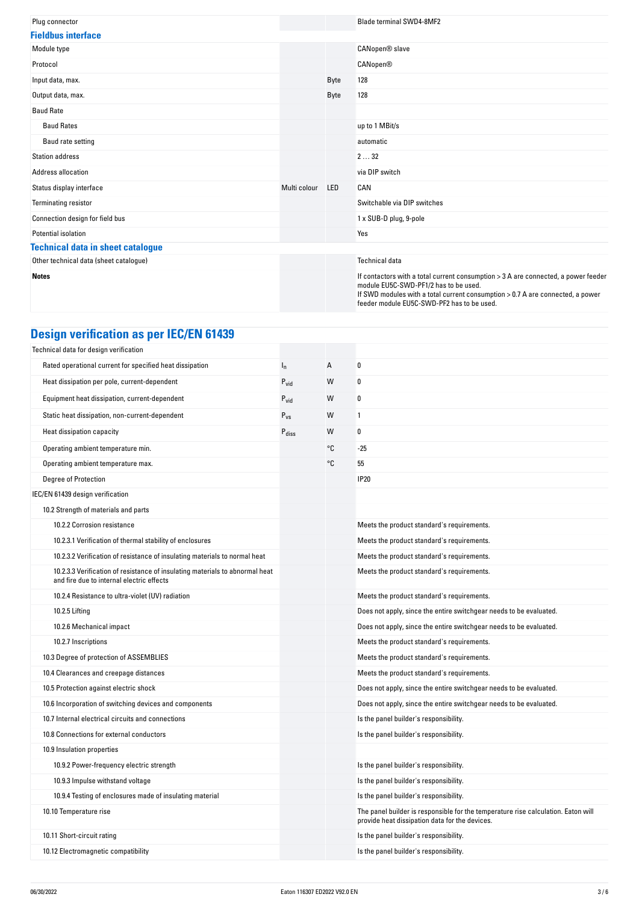| | | | |
|---|---|---|---|
| Plug connector | | | Blade terminal SWD4-8MF2 |

## Fieldbus interface

| | | | |
|---|---|---|---|
| Module type | | | CANopen® slave |
| Protocol | | | CANopen® |
| Input data, max. | | Byte | 128 |
| Output data, max. | | Byte | 128 |
| Baud Rate | | | |
| Baud Rates | | | up to 1 MBit/s |
| Baud rate setting | | | automatic |
| Station address | | | 2 … 32 |
| Address allocation | | | via DIP switch |
| Status display interface | Multi colour | LED | CAN |
| Terminating resistor | | | Switchable via DIP switches |
| Connection design for field bus | | | 1 x SUB-D plug, 9-pole |
| Potential isolation | | | Yes |

## Technical data in sheet catalogue

| | | | |
|---|---|---|---|
| Other technical data (sheet catalogue) | | | Technical data |
| **Notes** | | | If contactors with a total current consumption > 3 A are connected, a power feeder module EU5C-SWD-PF1/2 has to be used.<br>If SWD modules with a total current consumption > 0.7 A are connected, a power feeder module EU5C-SWD-PF2 has to be used. |

# Design verification as per IEC/EN 61439

| | | | |
|---|---|---|---|
| Technical data for design verification | | | |
| Rated operational current for specified heat dissipation | $I_n$ | A | 0 |
| Heat dissipation per pole, current-dependent | $P_{vid}$ | W | 0 |
| Equipment heat dissipation, current-dependent | $P_{vid}$ | W | 0 |
| Static heat dissipation, non-current-dependent | $P_{vs}$ | W | 1 |
| Heat dissipation capacity | $P_{diss}$ | W | 0 |
| Operating ambient temperature min. | | °C | -25 |
| Operating ambient temperature max. | | °C | 55 |
| Degree of Protection | | | IP20 |
| IEC/EN 61439 design verification | | | |
| 10.2 Strength of materials and parts | | | |
| 10.2.2 Corrosion resistance | | | Meets the product standard's requirements. |
| 10.2.3.1 Verification of thermal stability of enclosures | | | Meets the product standard's requirements. |
| 10.2.3.2 Verification of resistance of insulating materials to normal heat | | | Meets the product standard's requirements. |
| 10.2.3.3 Verification of resistance of insulating materials to abnormal heat and fire due to internal electric effects | | | Meets the product standard's requirements. |
| 10.2.4 Resistance to ultra-violet (UV) radiation | | | Meets the product standard's requirements. |
| 10.2.5 Lifting | | | Does not apply, since the entire switchgear needs to be evaluated. |
| 10.2.6 Mechanical impact | | | Does not apply, since the entire switchgear needs to be evaluated. |
| 10.2.7 Inscriptions | | | Meets the product standard's requirements. |
| 10.3 Degree of protection of ASSEMBLIES | | | Meets the product standard's requirements. |
| 10.4 Clearances and creepage distances | | | Meets the product standard's requirements. |
| 10.5 Protection against electric shock | | | Does not apply, since the entire switchgear needs to be evaluated. |
| 10.6 Incorporation of switching devices and components | | | Does not apply, since the entire switchgear needs to be evaluated. |
| 10.7 Internal electrical circuits and connections | | | Is the panel builder's responsibility. |
| 10.8 Connections for external conductors | | | Is the panel builder's responsibility. |
| 10.9 Insulation properties | | | |
| 10.9.2 Power-frequency electric strength | | | Is the panel builder's responsibility. |
| 10.9.3 Impulse withstand voltage | | | Is the panel builder's responsibility. |
| 10.9.4 Testing of enclosures made of insulating material | | | Is the panel builder's responsibility. |
| 10.10 Temperature rise | | | The panel builder is responsible for the temperature rise calculation. Eaton will provide heat dissipation data for the devices. |
| 10.11 Short-circuit rating | | | Is the panel builder's responsibility. |
| 10.12 Electromagnetic compatibility | | | Is the panel builder's responsibility. |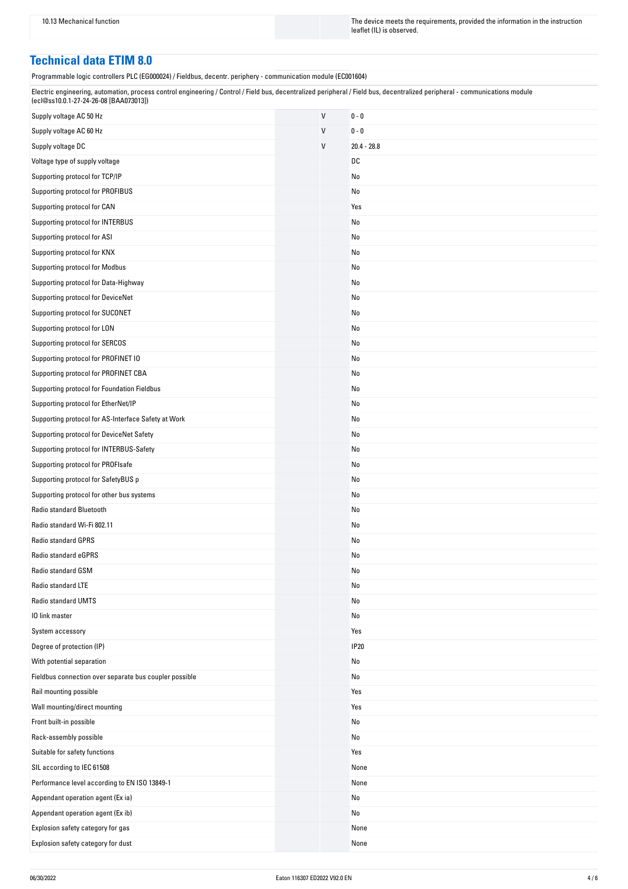| | | |
|---|---|---|
| 10.13 Mechanical function | | The device meets the requirements, provided the information in the instruction leaflet (IL) is observed. |

## Technical data ETIM 8.0

Programmable logic controllers PLC (EG000024) / Fieldbus, decentr. periphery - communication module (EC001604)

Electric engineering, automation, process control engineering / Control / Field bus, decentralized peripheral / Field bus, decentralized peripheral - communications module (ecl@ss10.0.1-27-24-26-08 [BAA073013])

| | | |
|---|---|---|
| Supply voltage AC 50 Hz | V | 0 - 0 |
| Supply voltage AC 60 Hz | V | 0 - 0 |
| Supply voltage DC | V | 20.4 - 28.8 |
| Voltage type of supply voltage | | DC |
| Supporting protocol for TCP/IP | | No |
| Supporting protocol for PROFIBUS | | No |
| Supporting protocol for CAN | | Yes |
| Supporting protocol for INTERBUS | | No |
| Supporting protocol for ASI | | No |
| Supporting protocol for KNX | | No |
| Supporting protocol for Modbus | | No |
| Supporting protocol for Data-Highway | | No |
| Supporting protocol for DeviceNet | | No |
| Supporting protocol for SUCONET | | No |
| Supporting protocol for LON | | No |
| Supporting protocol for SERCOS | | No |
| Supporting protocol for PROFINET IO | | No |
| Supporting protocol for PROFINET CBA | | No |
| Supporting protocol for Foundation Fieldbus | | No |
| Supporting protocol for EtherNet/IP | | No |
| Supporting protocol for AS-Interface Safety at Work | | No |
| Supporting protocol for DeviceNet Safety | | No |
| Supporting protocol for INTERBUS-Safety | | No |
| Supporting protocol for PROFIsafe | | No |
| Supporting protocol for SafetyBUS p | | No |
| Supporting protocol for other bus systems | | No |
| Radio standard Bluetooth | | No |
| Radio standard Wi-Fi 802.11 | | No |
| Radio standard GPRS | | No |
| Radio standard eGPRS | | No |
| Radio standard GSM | | No |
| Radio standard LTE | | No |
| Radio standard UMTS | | No |
| IO link master | | No |
| System accessory | | Yes |
| Degree of protection (IP) | | IP20 |
| With potential separation | | No |
| Fieldbus connection over separate bus coupler possible | | No |
| Rail mounting possible | | Yes |
| Wall mounting/direct mounting | | Yes |
| Front built-in possible | | No |
| Rack-assembly possible | | No |
| Suitable for safety functions | | Yes |
| SIL according to IEC 61508 | | None |
| Performance level according to EN ISO 13849-1 | | None |
| Appendant operation agent (Ex ia) | | No |
| Appendant operation agent (Ex ib) | | No |
| Explosion safety category for gas | | None |
| Explosion safety category for dust | | None |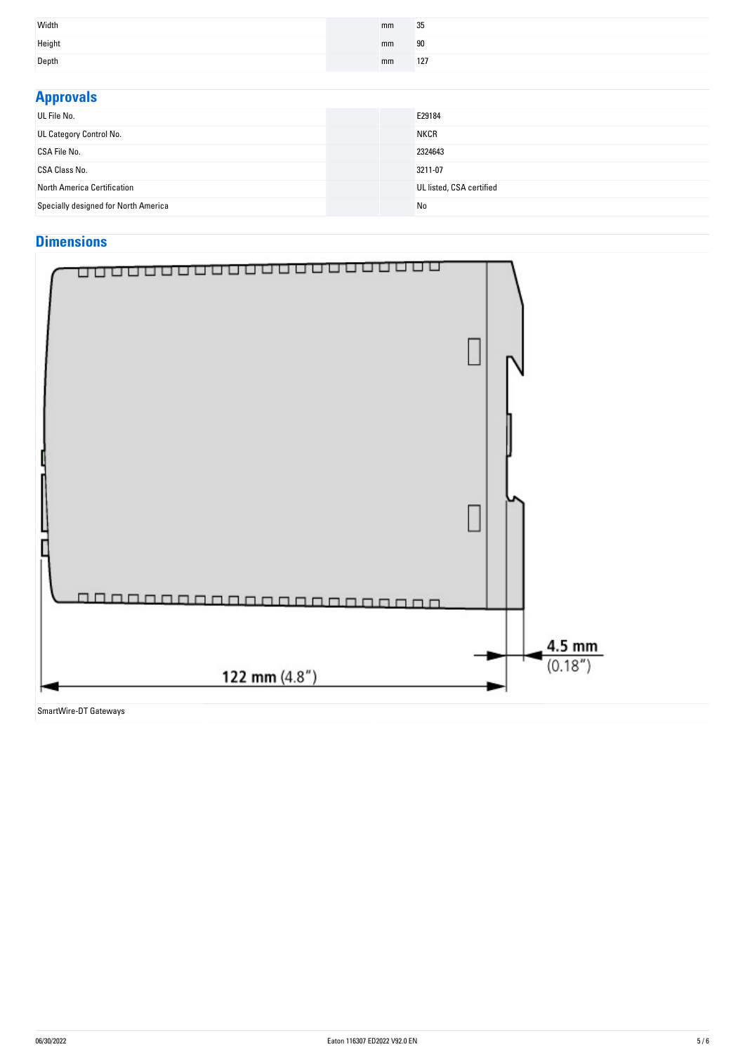| | | |
|---|---|---|
| Width | mm | 35 |
| Height | mm | 90 |
| Depth | mm | 127 |

## Approvals

| | | |
|---|---|---|
| UL File No. | | E29184 |
| UL Category Control No. | | NKCR |
| CSA File No. | | 2324643 |
| CSA Class No. | | 3211-07 |
| North America Certification | | UL listed, CSA certified |
| Specially designed for North America | | No |

## Dimensions

4.5 mm (0.18″)

122 mm (4.8″)

SmartWire-DT Gateways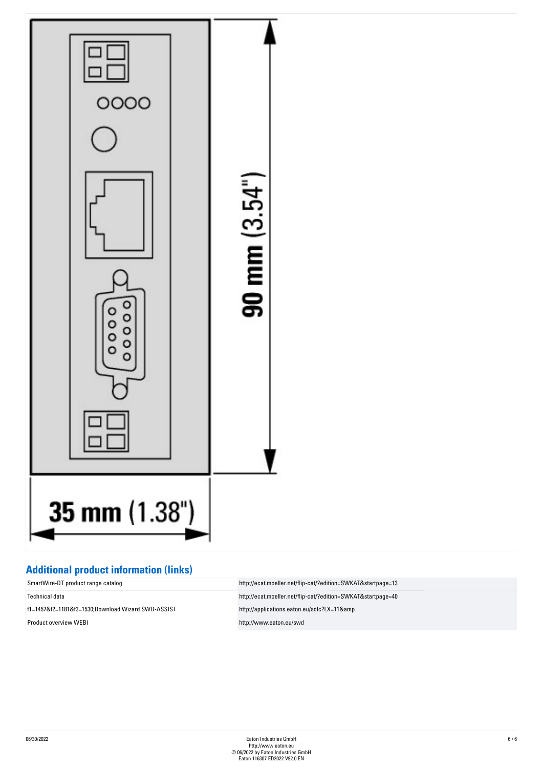35 mm (1.38")

90 mm (3.54")

## Additional product information (links)

| | |
|---|---|
| SmartWire-DT product range catalog | http://ecat.moeller.net/flip-cat/?edition=SWKAT&startpage=13 |
| Technical data | http://ecat.moeller.net/flip-cat/?edition=SWKAT&startpage=40 |
| f1=1457&f2=1181&f3=1530;Download Wizard SWD-ASSIST | http://applications.eaton.eu/sdlc?LX=11&amp |
| Product overview WEB) | http://www.eaton.eu/swd |